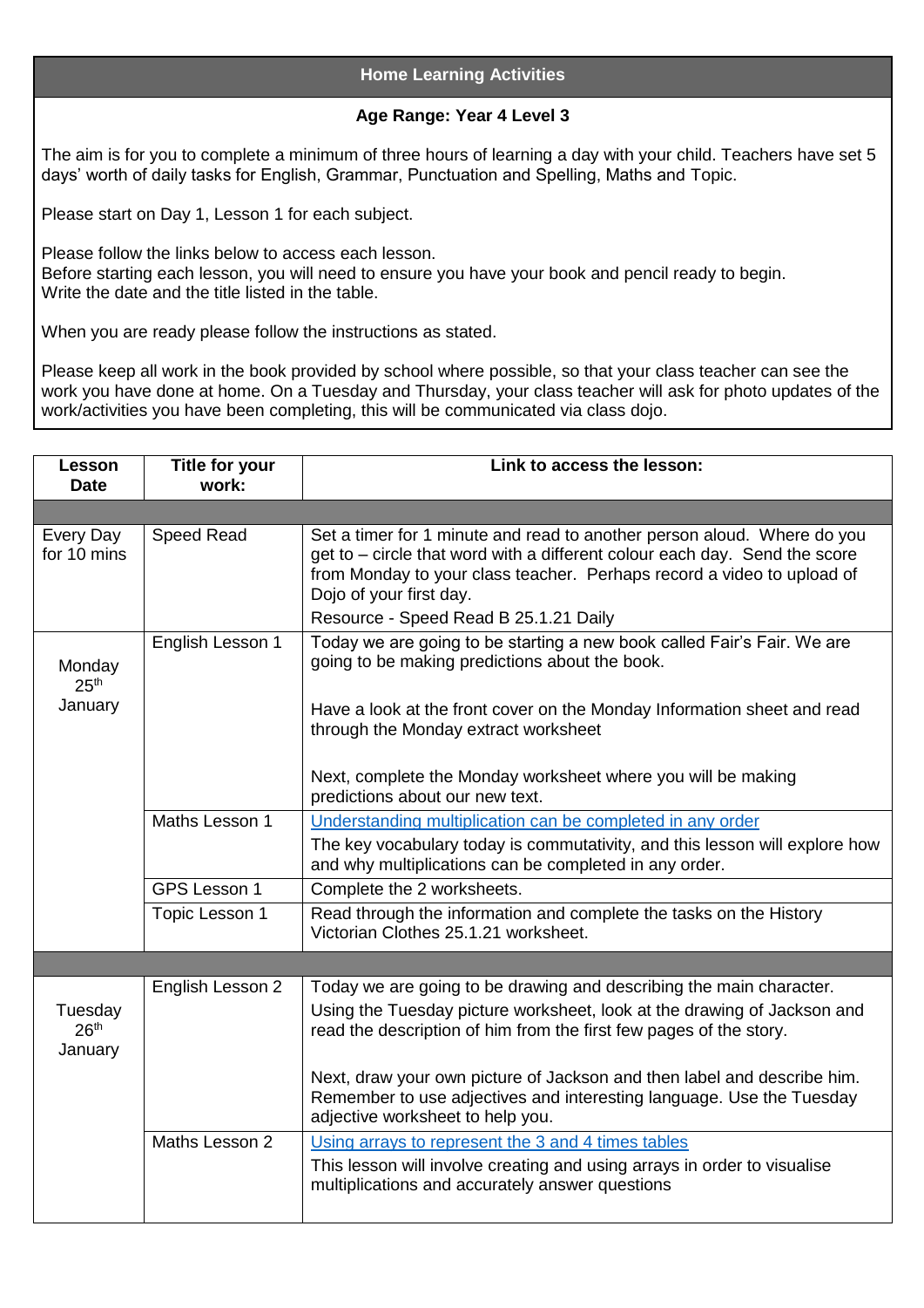## Home Learning Activities

**Age Range: Year 4 Level 3**

The aim is for you to complete a minimum of three hours of learning a day with your child. Teachers have set 5 days' worth of daily tasks for English, Grammar, Punctuation and Spelling, Maths and Topic.

Please start on Day 1, Lesson 1 for each subject.

Please follow the links below to access each lesson.
Before starting each lesson, you will need to ensure you have your book and pencil ready to begin.
Write the date and the title listed in the table.

When you are ready please follow the instructions as stated.

Please keep all work in the book provided by school where possible, so that your class teacher can see the work you have done at home. On a Tuesday and Thursday, your class teacher will ask for photo updates of the work/activities you have been completing, this will be communicated via class dojo.

| Lesson Date | Title for your work: | Link to access the lesson: |
|---|---|---|
| | | |
| Every Day for 10 mins | Speed Read | Set a timer for 1 minute and read to another person aloud. Where do you get to – circle that word with a different colour each day. Send the score from Monday to your class teacher. Perhaps record a video to upload of Dojo of your first day. Resource - Speed Read B 25.1.21 Daily |
| Monday 25th January | English Lesson 1 | Today we are going to be starting a new book called Fair's Fair. We are going to be making predictions about the book. Have a look at the front cover on the Monday Information sheet and read through the Monday extract worksheet. Next, complete the Monday worksheet where you will be making predictions about our new text. |
| | Maths Lesson 1 | Understanding multiplication can be completed in any order. The key vocabulary today is commutativity, and this lesson will explore how and why multiplications can be completed in any order. |
| | GPS Lesson 1 | Complete the 2 worksheets. |
| | Topic Lesson 1 | Read through the information and complete the tasks on the History Victorian Clothes 25.1.21 worksheet. |
| | | |
| Tuesday 26th January | English Lesson 2 | Today we are going to be drawing and describing the main character. Using the Tuesday picture worksheet, look at the drawing of Jackson and read the description of him from the first few pages of the story. Next, draw your own picture of Jackson and then label and describe him. Remember to use adjectives and interesting language. Use the Tuesday adjective worksheet to help you. |
| | Maths Lesson 2 | Using arrays to represent the 3 and 4 times tables. This lesson will involve creating and using arrays in order to visualise multiplications and accurately answer questions |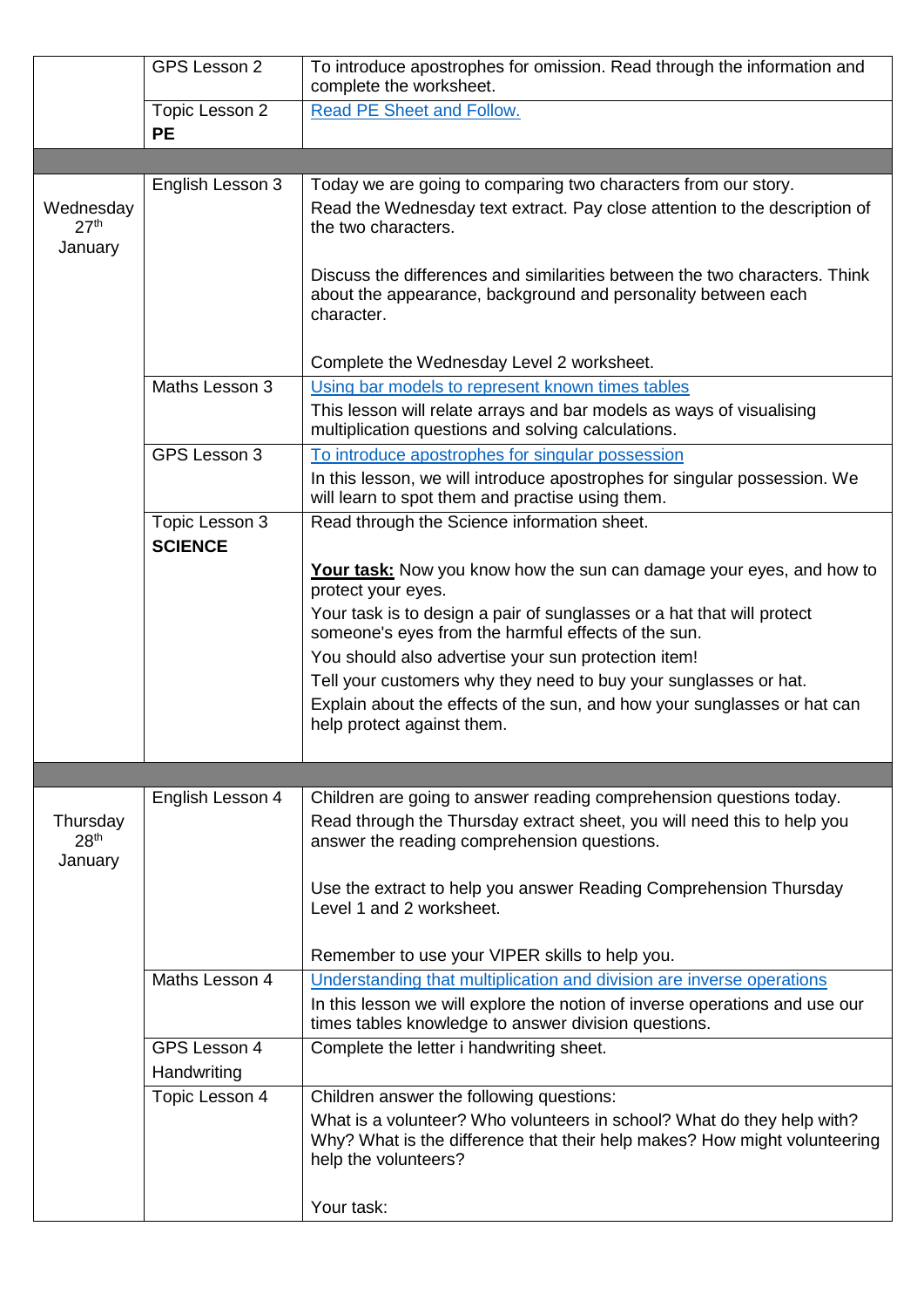|  |  |  |
|---|---|---|
|  | GPS Lesson 2 | To introduce apostrophes for omission. Read through the information and complete the worksheet. |
|  | Topic Lesson 2<br>**PE** | Read PE Sheet and Follow. |
|  |  |  |
| Wednesday 27th January | English Lesson 3 | Today we are going to comparing two characters from our story.<br>Read the Wednesday text extract. Pay close attention to the description of the two characters.<br><br>Discuss the differences and similarities between the two characters. Think about the appearance, background and personality between each character.<br><br>Complete the Wednesday Level 2 worksheet. |
|  | Maths Lesson 3 | Using bar models to represent known times tables<br>This lesson will relate arrays and bar models as ways of visualising multiplication questions and solving calculations. |
|  | GPS Lesson 3 | To introduce apostrophes for singular possession<br>In this lesson, we will introduce apostrophes for singular possession. We will learn to spot them and practise using them. |
|  | Topic Lesson 3<br>**SCIENCE** | Read through the Science information sheet.<br><br>**Your task:** Now you know how the sun can damage your eyes, and how to protect your eyes.<br>Your task is to design a pair of sunglasses or a hat that will protect someone's eyes from the harmful effects of the sun.<br>You should also advertise your sun protection item!<br>Tell your customers why they need to buy your sunglasses or hat.<br>Explain about the effects of the sun, and how your sunglasses or hat can help protect against them. |
|  |  |  |
| Thursday 28th January | English Lesson 4 | Children are going to answer reading comprehension questions today.<br>Read through the Thursday extract sheet, you will need this to help you answer the reading comprehension questions.<br><br>Use the extract to help you answer Reading Comprehension Thursday Level 1 and 2 worksheet.<br><br>Remember to use your VIPER skills to help you. |
|  | Maths Lesson 4 | Understanding that multiplication and division are inverse operations<br>In this lesson we will explore the notion of inverse operations and use our times tables knowledge to answer division questions. |
|  | GPS Lesson 4<br>Handwriting | Complete the letter i handwriting sheet. |
|  | Topic Lesson 4 | Children answer the following questions:<br>What is a volunteer? Who volunteers in school? What do they help with? Why? What is the difference that their help makes? How might volunteering help the volunteers?<br><br>Your task: |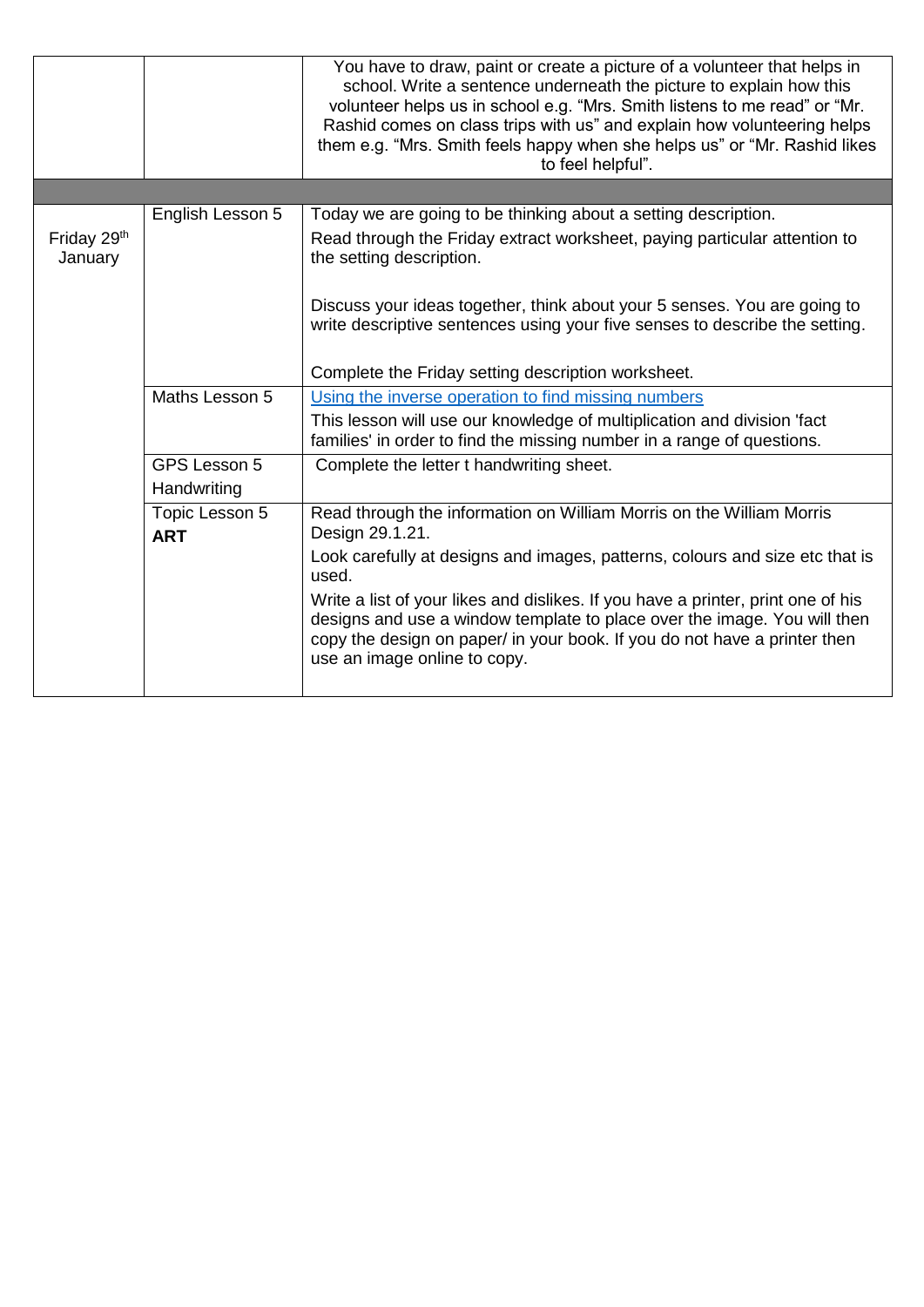| | | |
|---|---|---|
| | | You have to draw, paint or create a picture of a volunteer that helps in school. Write a sentence underneath the picture to explain how this volunteer helps us in school e.g. "Mrs. Smith listens to me read" or "Mr. Rashid comes on class trips with us" and explain how volunteering helps them e.g. "Mrs. Smith feels happy when she helps us" or "Mr. Rashid likes to feel helpful". |
| | | |
| Friday 29th January | English Lesson 5 | Today we are going to be thinking about a setting description.<br>Read through the Friday extract worksheet, paying particular attention to the setting description.<br><br>Discuss your ideas together, think about your 5 senses. You are going to write descriptive sentences using your five senses to describe the setting.<br><br>Complete the Friday setting description worksheet. |
| | Maths Lesson 5 | Using the inverse operation to find missing numbers<br>This lesson will use our knowledge of multiplication and division 'fact families' in order to find the missing number in a range of questions. |
| | GPS Lesson 5<br>Handwriting | Complete the letter t handwriting sheet. |
| | Topic Lesson 5<br>**ART** | Read through the information on William Morris on the William Morris Design 29.1.21.<br>Look carefully at designs and images, patterns, colours and size etc that is used.<br>Write a list of your likes and dislikes. If you have a printer, print one of his designs and use a window template to place over the image. You will then copy the design on paper/ in your book. If you do not have a printer then use an image online to copy. |